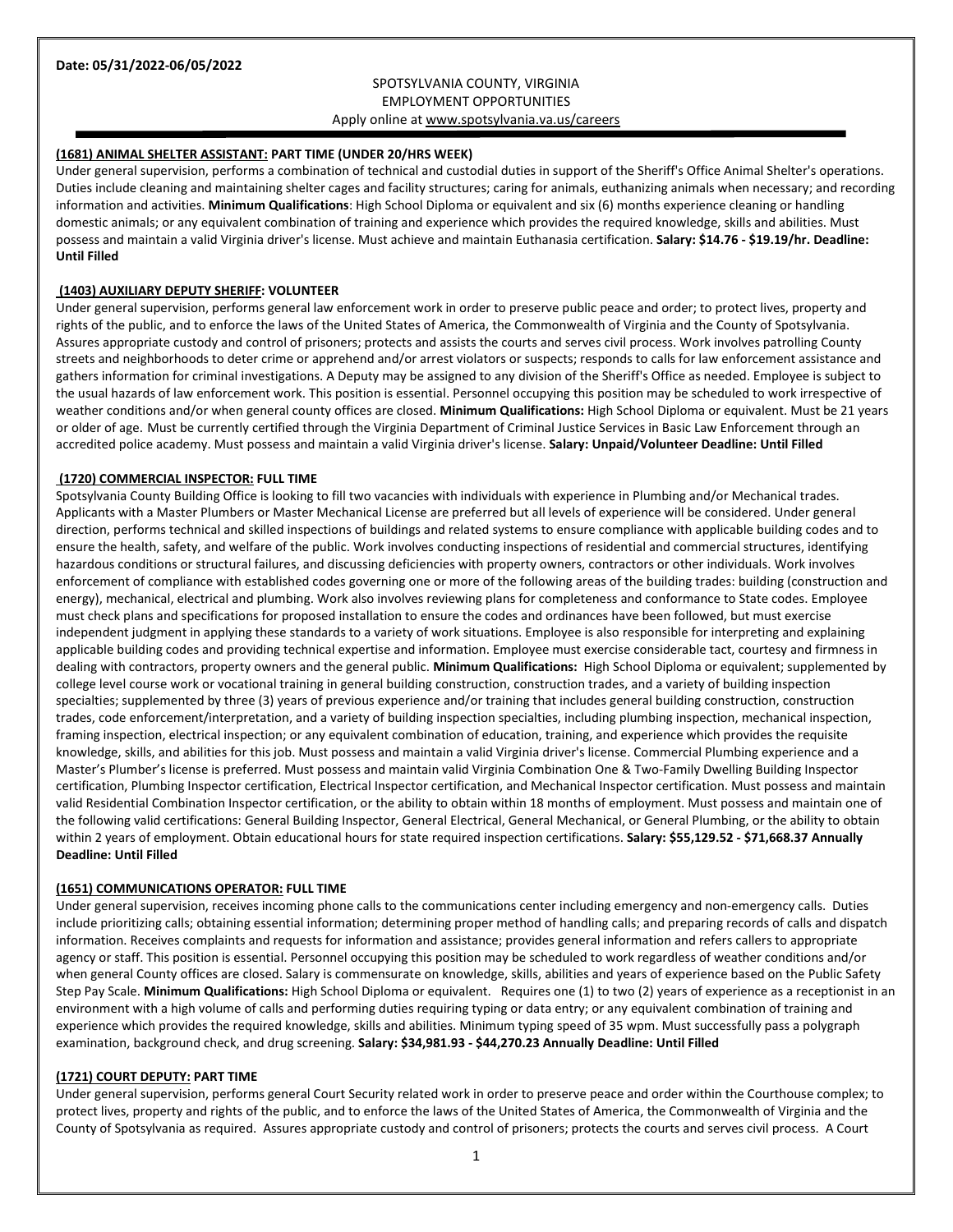**Date: 05/31/2022-06/05/2022**

SPOTSYLVANIA COUNTY, VIRGINIA
EMPLOYMENT OPPORTUNITIES
Apply online at www.spotsylvania.va.us/careers

### (1681) ANIMAL SHELTER ASSISTANT: PART TIME (UNDER 20/HRS WEEK)

Under general supervision, performs a combination of technical and custodial duties in support of the Sheriff's Office Animal Shelter's operations. Duties include cleaning and maintaining shelter cages and facility structures; caring for animals, euthanizing animals when necessary; and recording information and activities. **Minimum Qualifications**: High School Diploma or equivalent and six (6) months experience cleaning or handling domestic animals; or any equivalent combination of training and experience which provides the required knowledge, skills and abilities. Must possess and maintain a valid Virginia driver's license. Must achieve and maintain Euthanasia certification. **Salary: $14.76 - $19.19/hr. Deadline: Until Filled**

### (1403) AUXILIARY DEPUTY SHERIFF: VOLUNTEER

Under general supervision, performs general law enforcement work in order to preserve public peace and order; to protect lives, property and rights of the public, and to enforce the laws of the United States of America, the Commonwealth of Virginia and the County of Spotsylvania. Assures appropriate custody and control of prisoners; protects and assists the courts and serves civil process. Work involves patrolling County streets and neighborhoods to deter crime or apprehend and/or arrest violators or suspects; responds to calls for law enforcement assistance and gathers information for criminal investigations. A Deputy may be assigned to any division of the Sheriff's Office as needed. Employee is subject to the usual hazards of law enforcement work. This position is essential. Personnel occupying this position may be scheduled to work irrespective of weather conditions and/or when general county offices are closed. **Minimum Qualifications:** High School Diploma or equivalent. Must be 21 years or older of age. Must be currently certified through the Virginia Department of Criminal Justice Services in Basic Law Enforcement through an accredited police academy. Must possess and maintain a valid Virginia driver's license. **Salary: Unpaid/Volunteer Deadline: Until Filled**

### (1720) COMMERCIAL INSPECTOR: FULL TIME

Spotsylvania County Building Office is looking to fill two vacancies with individuals with experience in Plumbing and/or Mechanical trades. Applicants with a Master Plumbers or Master Mechanical License are preferred but all levels of experience will be considered. Under general direction, performs technical and skilled inspections of buildings and related systems to ensure compliance with applicable building codes and to ensure the health, safety, and welfare of the public. Work involves conducting inspections of residential and commercial structures, identifying hazardous conditions or structural failures, and discussing deficiencies with property owners, contractors or other individuals. Work involves enforcement of compliance with established codes governing one or more of the following areas of the building trades: building (construction and energy), mechanical, electrical and plumbing. Work also involves reviewing plans for completeness and conformance to State codes. Employee must check plans and specifications for proposed installation to ensure the codes and ordinances have been followed, but must exercise independent judgment in applying these standards to a variety of work situations. Employee is also responsible for interpreting and explaining applicable building codes and providing technical expertise and information. Employee must exercise considerable tact, courtesy and firmness in dealing with contractors, property owners and the general public. **Minimum Qualifications:** High School Diploma or equivalent; supplemented by college level course work or vocational training in general building construction, construction trades, and a variety of building inspection specialties; supplemented by three (3) years of previous experience and/or training that includes general building construction, construction trades, code enforcement/interpretation, and a variety of building inspection specialties, including plumbing inspection, mechanical inspection, framing inspection, electrical inspection; or any equivalent combination of education, training, and experience which provides the requisite knowledge, skills, and abilities for this job. Must possess and maintain a valid Virginia driver's license. Commercial Plumbing experience and a Master's Plumber's license is preferred. Must possess and maintain valid Virginia Combination One & Two-Family Dwelling Building Inspector certification, Plumbing Inspector certification, Electrical Inspector certification, and Mechanical Inspector certification. Must possess and maintain valid Residential Combination Inspector certification, or the ability to obtain within 18 months of employment. Must possess and maintain one of the following valid certifications: General Building Inspector, General Electrical, General Mechanical, or General Plumbing, or the ability to obtain within 2 years of employment. Obtain educational hours for state required inspection certifications. **Salary: $55,129.52 - $71,668.37 Annually Deadline: Until Filled**

### (1651) COMMUNICATIONS OPERATOR: FULL TIME

Under general supervision, receives incoming phone calls to the communications center including emergency and non-emergency calls. Duties include prioritizing calls; obtaining essential information; determining proper method of handling calls; and preparing records of calls and dispatch information. Receives complaints and requests for information and assistance; provides general information and refers callers to appropriate agency or staff. This position is essential. Personnel occupying this position may be scheduled to work regardless of weather conditions and/or when general County offices are closed. Salary is commensurate on knowledge, skills, abilities and years of experience based on the Public Safety Step Pay Scale. **Minimum Qualifications:** High School Diploma or equivalent. Requires one (1) to two (2) years of experience as a receptionist in an environment with a high volume of calls and performing duties requiring typing or data entry; or any equivalent combination of training and experience which provides the required knowledge, skills and abilities. Minimum typing speed of 35 wpm. Must successfully pass a polygraph examination, background check, and drug screening. **Salary: $34,981.93 - $44,270.23 Annually Deadline: Until Filled**

### (1721) COURT DEPUTY: PART TIME

Under general supervision, performs general Court Security related work in order to preserve peace and order within the Courthouse complex; to protect lives, property and rights of the public, and to enforce the laws of the United States of America, the Commonwealth of Virginia and the County of Spotsylvania as required. Assures appropriate custody and control of prisoners; protects the courts and serves civil process. A Court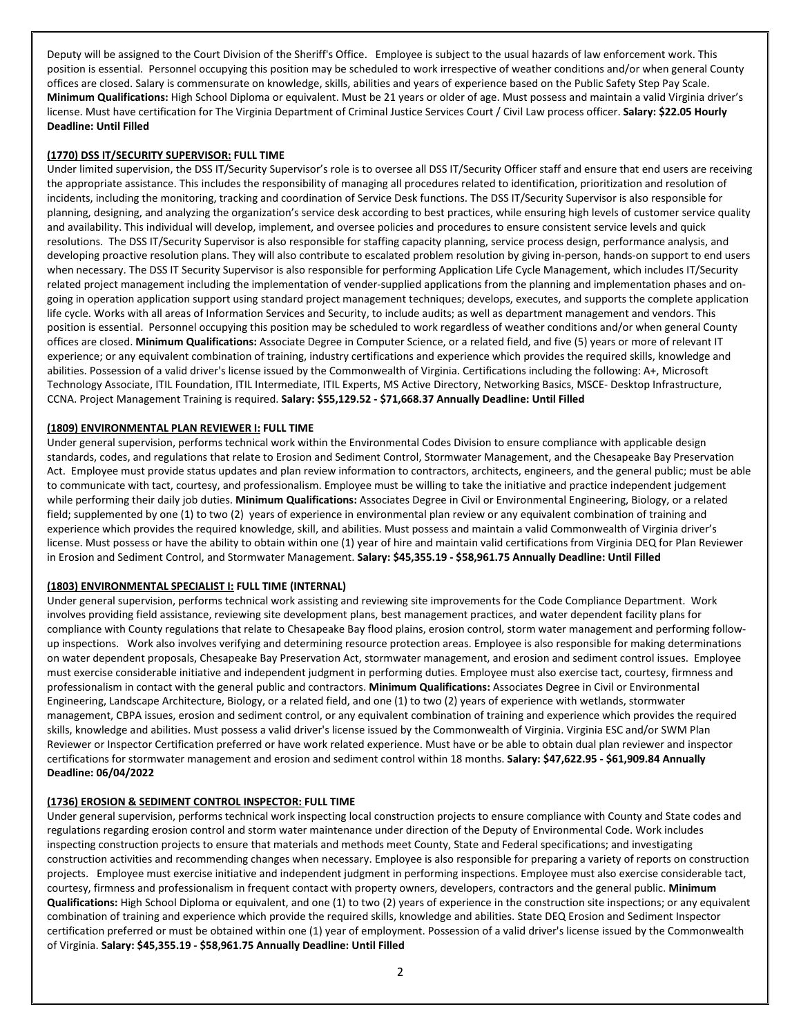Deputy will be assigned to the Court Division of the Sheriff's Office. Employee is subject to the usual hazards of law enforcement work. This position is essential. Personnel occupying this position may be scheduled to work irrespective of weather conditions and/or when general County offices are closed. Salary is commensurate on knowledge, skills, abilities and years of experience based on the Public Safety Step Pay Scale. **Minimum Qualifications:** High School Diploma or equivalent. Must be 21 years or older of age. Must possess and maintain a valid Virginia driver's license. Must have certification for The Virginia Department of Criminal Justice Services Court / Civil Law process officer. **Salary: $22.05 Hourly Deadline: Until Filled**

**(1770) DSS IT/SECURITY SUPERVISOR: FULL TIME**

Under limited supervision, the DSS IT/Security Supervisor's role is to oversee all DSS IT/Security Officer staff and ensure that end users are receiving the appropriate assistance. This includes the responsibility of managing all procedures related to identification, prioritization and resolution of incidents, including the monitoring, tracking and coordination of Service Desk functions. The DSS IT/Security Supervisor is also responsible for planning, designing, and analyzing the organization's service desk according to best practices, while ensuring high levels of customer service quality and availability. This individual will develop, implement, and oversee policies and procedures to ensure consistent service levels and quick resolutions. The DSS IT/Security Supervisor is also responsible for staffing capacity planning, service process design, performance analysis, and developing proactive resolution plans. They will also contribute to escalated problem resolution by giving in-person, hands-on support to end users when necessary. The DSS IT Security Supervisor is also responsible for performing Application Life Cycle Management, which includes IT/Security related project management including the implementation of vender-supplied applications from the planning and implementation phases and on-going in operation application support using standard project management techniques; develops, executes, and supports the complete application life cycle. Works with all areas of Information Services and Security, to include audits; as well as department management and vendors. This position is essential. Personnel occupying this position may be scheduled to work regardless of weather conditions and/or when general County offices are closed. **Minimum Qualifications:** Associate Degree in Computer Science, or a related field, and five (5) years or more of relevant IT experience; or any equivalent combination of training, industry certifications and experience which provides the required skills, knowledge and abilities. Possession of a valid driver's license issued by the Commonwealth of Virginia. Certifications including the following: A+, Microsoft Technology Associate, ITIL Foundation, ITIL Intermediate, ITIL Experts, MS Active Directory, Networking Basics, MSCE- Desktop Infrastructure, CCNA. Project Management Training is required. **Salary: $55,129.52 - $71,668.37 Annually Deadline: Until Filled**

**(1809) ENVIRONMENTAL PLAN REVIEWER I: FULL TIME**

Under general supervision, performs technical work within the Environmental Codes Division to ensure compliance with applicable design standards, codes, and regulations that relate to Erosion and Sediment Control, Stormwater Management, and the Chesapeake Bay Preservation Act. Employee must provide status updates and plan review information to contractors, architects, engineers, and the general public; must be able to communicate with tact, courtesy, and professionalism. Employee must be willing to take the initiative and practice independent judgement while performing their daily job duties. **Minimum Qualifications:** Associates Degree in Civil or Environmental Engineering, Biology, or a related field; supplemented by one (1) to two (2) years of experience in environmental plan review or any equivalent combination of training and experience which provides the required knowledge, skill, and abilities. Must possess and maintain a valid Commonwealth of Virginia driver's license. Must possess or have the ability to obtain within one (1) year of hire and maintain valid certifications from Virginia DEQ for Plan Reviewer in Erosion and Sediment Control, and Stormwater Management. **Salary: $45,355.19 - $58,961.75 Annually Deadline: Until Filled**

**(1803) ENVIRONMENTAL SPECIALIST I: FULL TIME (INTERNAL)**

Under general supervision, performs technical work assisting and reviewing site improvements for the Code Compliance Department. Work involves providing field assistance, reviewing site development plans, best management practices, and water dependent facility plans for compliance with County regulations that relate to Chesapeake Bay flood plains, erosion control, storm water management and performing follow-up inspections. Work also involves verifying and determining resource protection areas. Employee is also responsible for making determinations on water dependent proposals, Chesapeake Bay Preservation Act, stormwater management, and erosion and sediment control issues. Employee must exercise considerable initiative and independent judgment in performing duties. Employee must also exercise tact, courtesy, firmness and professionalism in contact with the general public and contractors. **Minimum Qualifications:** Associates Degree in Civil or Environmental Engineering, Landscape Architecture, Biology, or a related field, and one (1) to two (2) years of experience with wetlands, stormwater management, CBPA issues, erosion and sediment control, or any equivalent combination of training and experience which provides the required skills, knowledge and abilities. Must possess a valid driver's license issued by the Commonwealth of Virginia. Virginia ESC and/or SWM Plan Reviewer or Inspector Certification preferred or have work related experience. Must have or be able to obtain dual plan reviewer and inspector certifications for stormwater management and erosion and sediment control within 18 months. **Salary: $47,622.95 - $61,909.84 Annually Deadline: 06/04/2022**

**(1736) EROSION & SEDIMENT CONTROL INSPECTOR: FULL TIME**

Under general supervision, performs technical work inspecting local construction projects to ensure compliance with County and State codes and regulations regarding erosion control and storm water maintenance under direction of the Deputy of Environmental Code. Work includes inspecting construction projects to ensure that materials and methods meet County, State and Federal specifications; and investigating construction activities and recommending changes when necessary. Employee is also responsible for preparing a variety of reports on construction projects. Employee must exercise initiative and independent judgment in performing inspections. Employee must also exercise considerable tact, courtesy, firmness and professionalism in frequent contact with property owners, developers, contractors and the general public. **Minimum Qualifications:** High School Diploma or equivalent, and one (1) to two (2) years of experience in the construction site inspections; or any equivalent combination of training and experience which provide the required skills, knowledge and abilities. State DEQ Erosion and Sediment Inspector certification preferred or must be obtained within one (1) year of employment. Possession of a valid driver's license issued by the Commonwealth of Virginia. **Salary: $45,355.19 - $58,961.75 Annually Deadline: Until Filled**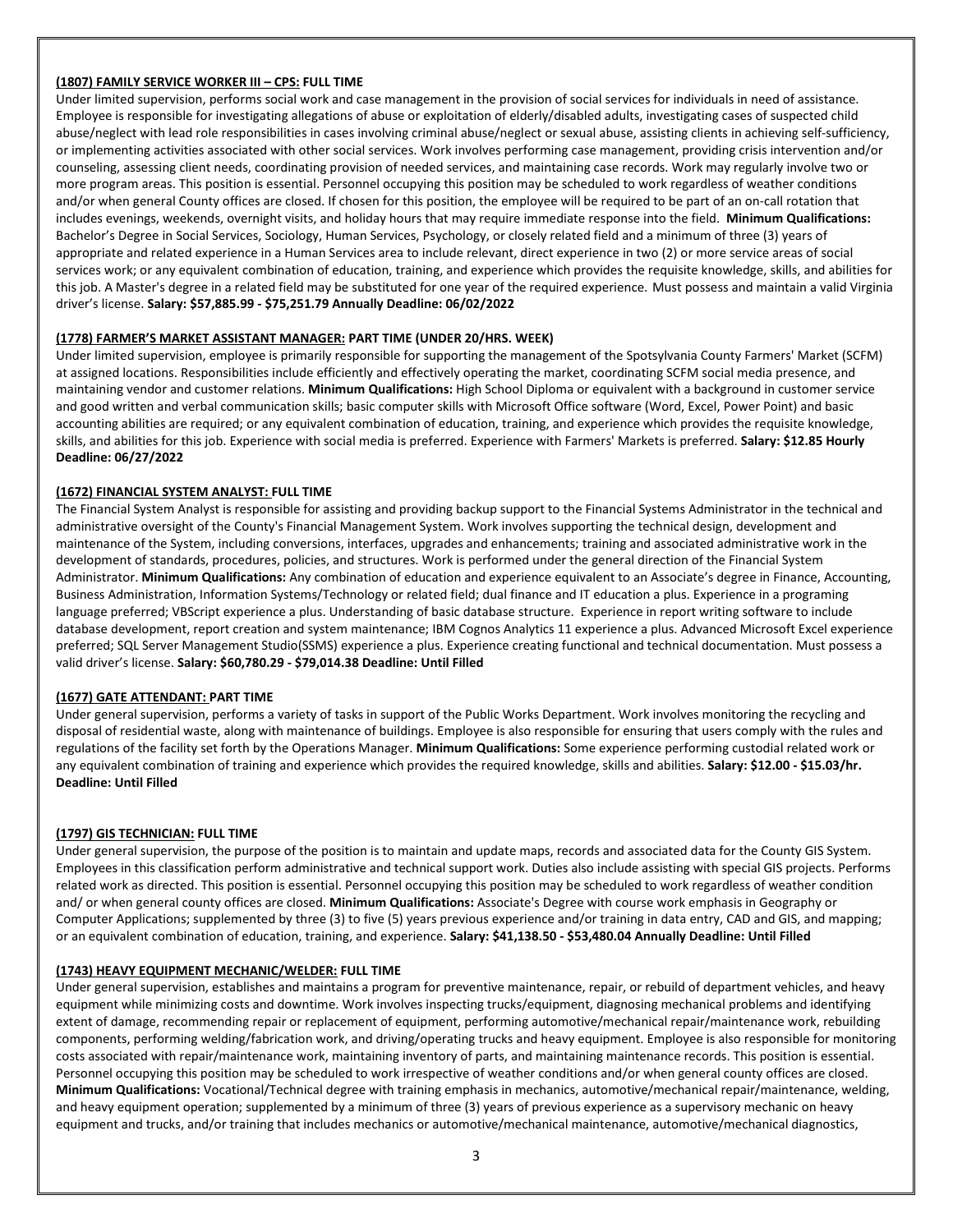**(1807) FAMILY SERVICE WORKER III – CPS: FULL TIME**

Under limited supervision, performs social work and case management in the provision of social services for individuals in need of assistance. Employee is responsible for investigating allegations of abuse or exploitation of elderly/disabled adults, investigating cases of suspected child abuse/neglect with lead role responsibilities in cases involving criminal abuse/neglect or sexual abuse, assisting clients in achieving self-sufficiency, or implementing activities associated with other social services. Work involves performing case management, providing crisis intervention and/or counseling, assessing client needs, coordinating provision of needed services, and maintaining case records. Work may regularly involve two or more program areas. This position is essential. Personnel occupying this position may be scheduled to work regardless of weather conditions and/or when general County offices are closed. If chosen for this position, the employee will be required to be part of an on-call rotation that includes evenings, weekends, overnight visits, and holiday hours that may require immediate response into the field. **Minimum Qualifications:** Bachelor's Degree in Social Services, Sociology, Human Services, Psychology, or closely related field and a minimum of three (3) years of appropriate and related experience in a Human Services area to include relevant, direct experience in two (2) or more service areas of social services work; or any equivalent combination of education, training, and experience which provides the requisite knowledge, skills, and abilities for this job. A Master's degree in a related field may be substituted for one year of the required experience. Must possess and maintain a valid Virginia driver's license. **Salary: $57,885.99 - $75,251.79 Annually Deadline: 06/02/2022**

**(1778) FARMER'S MARKET ASSISTANT MANAGER: PART TIME (UNDER 20/HRS. WEEK)**

Under limited supervision, employee is primarily responsible for supporting the management of the Spotsylvania County Farmers' Market (SCFM) at assigned locations. Responsibilities include efficiently and effectively operating the market, coordinating SCFM social media presence, and maintaining vendor and customer relations. **Minimum Qualifications:** High School Diploma or equivalent with a background in customer service and good written and verbal communication skills; basic computer skills with Microsoft Office software (Word, Excel, Power Point) and basic accounting abilities are required; or any equivalent combination of education, training, and experience which provides the requisite knowledge, skills, and abilities for this job. Experience with social media is preferred. Experience with Farmers' Markets is preferred. **Salary: $12.85 Hourly Deadline: 06/27/2022**

**(1672) FINANCIAL SYSTEM ANALYST: FULL TIME**

The Financial System Analyst is responsible for assisting and providing backup support to the Financial Systems Administrator in the technical and administrative oversight of the County's Financial Management System. Work involves supporting the technical design, development and maintenance of the System, including conversions, interfaces, upgrades and enhancements; training and associated administrative work in the development of standards, procedures, policies, and structures. Work is performed under the general direction of the Financial System Administrator. **Minimum Qualifications:** Any combination of education and experience equivalent to an Associate's degree in Finance, Accounting, Business Administration, Information Systems/Technology or related field; dual finance and IT education a plus. Experience in a programing language preferred; VBScript experience a plus. Understanding of basic database structure. Experience in report writing software to include database development, report creation and system maintenance; IBM Cognos Analytics 11 experience a plus. Advanced Microsoft Excel experience preferred; SQL Server Management Studio(SSMS) experience a plus. Experience creating functional and technical documentation. Must possess a valid driver's license. **Salary: $60,780.29 - $79,014.38 Deadline: Until Filled**

**(1677) GATE ATTENDANT: PART TIME**

Under general supervision, performs a variety of tasks in support of the Public Works Department. Work involves monitoring the recycling and disposal of residential waste, along with maintenance of buildings. Employee is also responsible for ensuring that users comply with the rules and regulations of the facility set forth by the Operations Manager. **Minimum Qualifications:** Some experience performing custodial related work or any equivalent combination of training and experience which provides the required knowledge, skills and abilities. **Salary: $12.00 - $15.03/hr. Deadline: Until Filled**

**(1797) GIS TECHNICIAN: FULL TIME**

Under general supervision, the purpose of the position is to maintain and update maps, records and associated data for the County GIS System. Employees in this classification perform administrative and technical support work. Duties also include assisting with special GIS projects. Performs related work as directed. This position is essential. Personnel occupying this position may be scheduled to work regardless of weather condition and/ or when general county offices are closed. **Minimum Qualifications:** Associate's Degree with course work emphasis in Geography or Computer Applications; supplemented by three (3) to five (5) years previous experience and/or training in data entry, CAD and GIS, and mapping; or an equivalent combination of education, training, and experience. **Salary: $41,138.50 - $53,480.04 Annually Deadline: Until Filled**

**(1743) HEAVY EQUIPMENT MECHANIC/WELDER: FULL TIME**

Under general supervision, establishes and maintains a program for preventive maintenance, repair, or rebuild of department vehicles, and heavy equipment while minimizing costs and downtime. Work involves inspecting trucks/equipment, diagnosing mechanical problems and identifying extent of damage, recommending repair or replacement of equipment, performing automotive/mechanical repair/maintenance work, rebuilding components, performing welding/fabrication work, and driving/operating trucks and heavy equipment. Employee is also responsible for monitoring costs associated with repair/maintenance work, maintaining inventory of parts, and maintaining maintenance records. This position is essential. Personnel occupying this position may be scheduled to work irrespective of weather conditions and/or when general county offices are closed. **Minimum Qualifications:** Vocational/Technical degree with training emphasis in mechanics, automotive/mechanical repair/maintenance, welding, and heavy equipment operation; supplemented by a minimum of three (3) years of previous experience as a supervisory mechanic on heavy equipment and trucks, and/or training that includes mechanics or automotive/mechanical maintenance, automotive/mechanical diagnostics,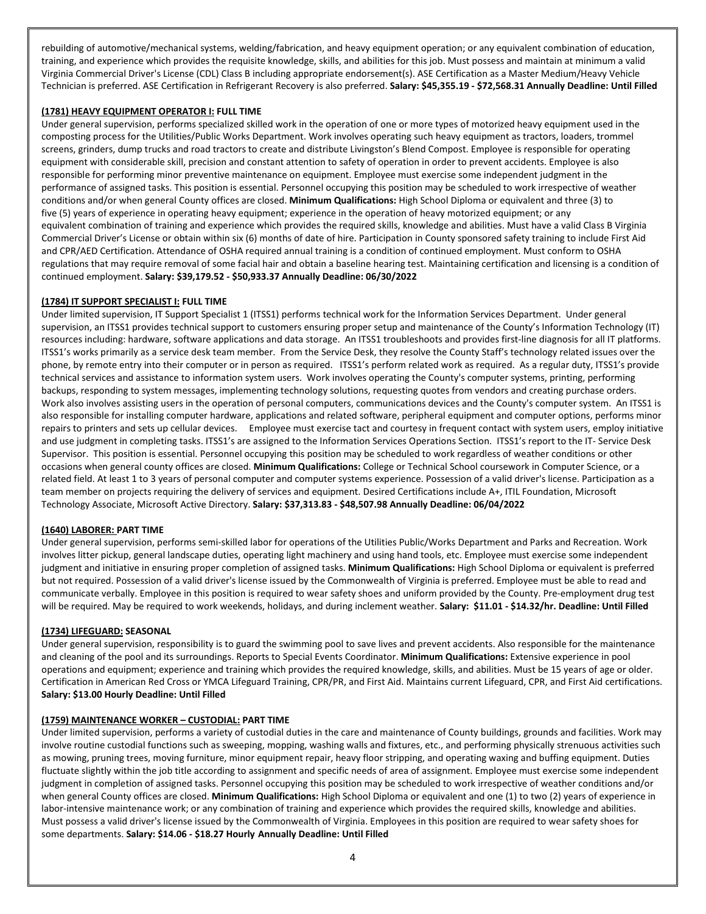rebuilding of automotive/mechanical systems, welding/fabrication, and heavy equipment operation; or any equivalent combination of education, training, and experience which provides the requisite knowledge, skills, and abilities for this job. Must possess and maintain at minimum a valid Virginia Commercial Driver's License (CDL) Class B including appropriate endorsement(s). ASE Certification as a Master Medium/Heavy Vehicle Technician is preferred. ASE Certification in Refrigerant Recovery is also preferred. **Salary: $45,355.19 - $72,568.31 Annually Deadline: Until Filled**

**(1781) HEAVY EQUIPMENT OPERATOR I: FULL TIME**

Under general supervision, performs specialized skilled work in the operation of one or more types of motorized heavy equipment used in the composting process for the Utilities/Public Works Department. Work involves operating such heavy equipment as tractors, loaders, trommel screens, grinders, dump trucks and road tractors to create and distribute Livingston's Blend Compost. Employee is responsible for operating equipment with considerable skill, precision and constant attention to safety of operation in order to prevent accidents. Employee is also responsible for performing minor preventive maintenance on equipment. Employee must exercise some independent judgment in the performance of assigned tasks. This position is essential. Personnel occupying this position may be scheduled to work irrespective of weather conditions and/or when general County offices are closed. **Minimum Qualifications:** High School Diploma or equivalent and three (3) to five (5) years of experience in operating heavy equipment; experience in the operation of heavy motorized equipment; or any equivalent combination of training and experience which provides the required skills, knowledge and abilities. Must have a valid Class B Virginia Commercial Driver's License or obtain within six (6) months of date of hire. Participation in County sponsored safety training to include First Aid and CPR/AED Certification. Attendance of OSHA required annual training is a condition of continued employment. Must conform to OSHA regulations that may require removal of some facial hair and obtain a baseline hearing test. Maintaining certification and licensing is a condition of continued employment. **Salary: $39,179.52 - $50,933.37 Annually Deadline: 06/30/2022**

**(1784) IT SUPPORT SPECIALIST I: FULL TIME**

Under limited supervision, IT Support Specialist 1 (ITSS1) performs technical work for the Information Services Department. Under general supervision, an ITSS1 provides technical support to customers ensuring proper setup and maintenance of the County's Information Technology (IT) resources including: hardware, software applications and data storage. An ITSS1 troubleshoots and provides first-line diagnosis for all IT platforms. ITSS1's works primarily as a service desk team member. From the Service Desk, they resolve the County Staff's technology related issues over the phone, by remote entry into their computer or in person as required. ITSS1's perform related work as required. As a regular duty, ITSS1's provide technical services and assistance to information system users. Work involves operating the County's computer systems, printing, performing backups, responding to system messages, implementing technology solutions, requesting quotes from vendors and creating purchase orders. Work also involves assisting users in the operation of personal computers, communications devices and the County's computer system. An ITSS1 is also responsible for installing computer hardware, applications and related software, peripheral equipment and computer options, performs minor repairs to printers and sets up cellular devices. Employee must exercise tact and courtesy in frequent contact with system users, employ initiative and use judgment in completing tasks. ITSS1's are assigned to the Information Services Operations Section. ITSS1's report to the IT- Service Desk Supervisor. This position is essential. Personnel occupying this position may be scheduled to work regardless of weather conditions or other occasions when general county offices are closed. **Minimum Qualifications:** College or Technical School coursework in Computer Science, or a related field. At least 1 to 3 years of personal computer and computer systems experience. Possession of a valid driver's license. Participation as a team member on projects requiring the delivery of services and equipment. Desired Certifications include A+, ITIL Foundation, Microsoft Technology Associate, Microsoft Active Directory. **Salary: $37,313.83 - $48,507.98 Annually Deadline: 06/04/2022**

**(1640) LABORER: PART TIME**

Under general supervision, performs semi-skilled labor for operations of the Utilities Public/Works Department and Parks and Recreation. Work involves litter pickup, general landscape duties, operating light machinery and using hand tools, etc. Employee must exercise some independent judgment and initiative in ensuring proper completion of assigned tasks. **Minimum Qualifications:** High School Diploma or equivalent is preferred but not required. Possession of a valid driver's license issued by the Commonwealth of Virginia is preferred. Employee must be able to read and communicate verbally. Employee in this position is required to wear safety shoes and uniform provided by the County. Pre-employment drug test will be required. May be required to work weekends, holidays, and during inclement weather. **Salary: $11.01 - $14.32/hr. Deadline: Until Filled**

**(1734) LIFEGUARD: SEASONAL**

Under general supervision, responsibility is to guard the swimming pool to save lives and prevent accidents. Also responsible for the maintenance and cleaning of the pool and its surroundings. Reports to Special Events Coordinator. **Minimum Qualifications:** Extensive experience in pool operations and equipment; experience and training which provides the required knowledge, skills, and abilities. Must be 15 years of age or older. Certification in American Red Cross or YMCA Lifeguard Training, CPR/PR, and First Aid. Maintains current Lifeguard, CPR, and First Aid certifications. **Salary: $13.00 Hourly Deadline: Until Filled**

**(1759) MAINTENANCE WORKER – CUSTODIAL: PART TIME**

Under limited supervision, performs a variety of custodial duties in the care and maintenance of County buildings, grounds and facilities. Work may involve routine custodial functions such as sweeping, mopping, washing walls and fixtures, etc., and performing physically strenuous activities such as mowing, pruning trees, moving furniture, minor equipment repair, heavy floor stripping, and operating waxing and buffing equipment. Duties fluctuate slightly within the job title according to assignment and specific needs of area of assignment. Employee must exercise some independent judgment in completion of assigned tasks. Personnel occupying this position may be scheduled to work irrespective of weather conditions and/or when general County offices are closed. **Minimum Qualifications:** High School Diploma or equivalent and one (1) to two (2) years of experience in labor-intensive maintenance work; or any combination of training and experience which provides the required skills, knowledge and abilities. Must possess a valid driver's license issued by the Commonwealth of Virginia. Employees in this position are required to wear safety shoes for some departments. **Salary: $14.06 - $18.27 Hourly Annually Deadline: Until Filled**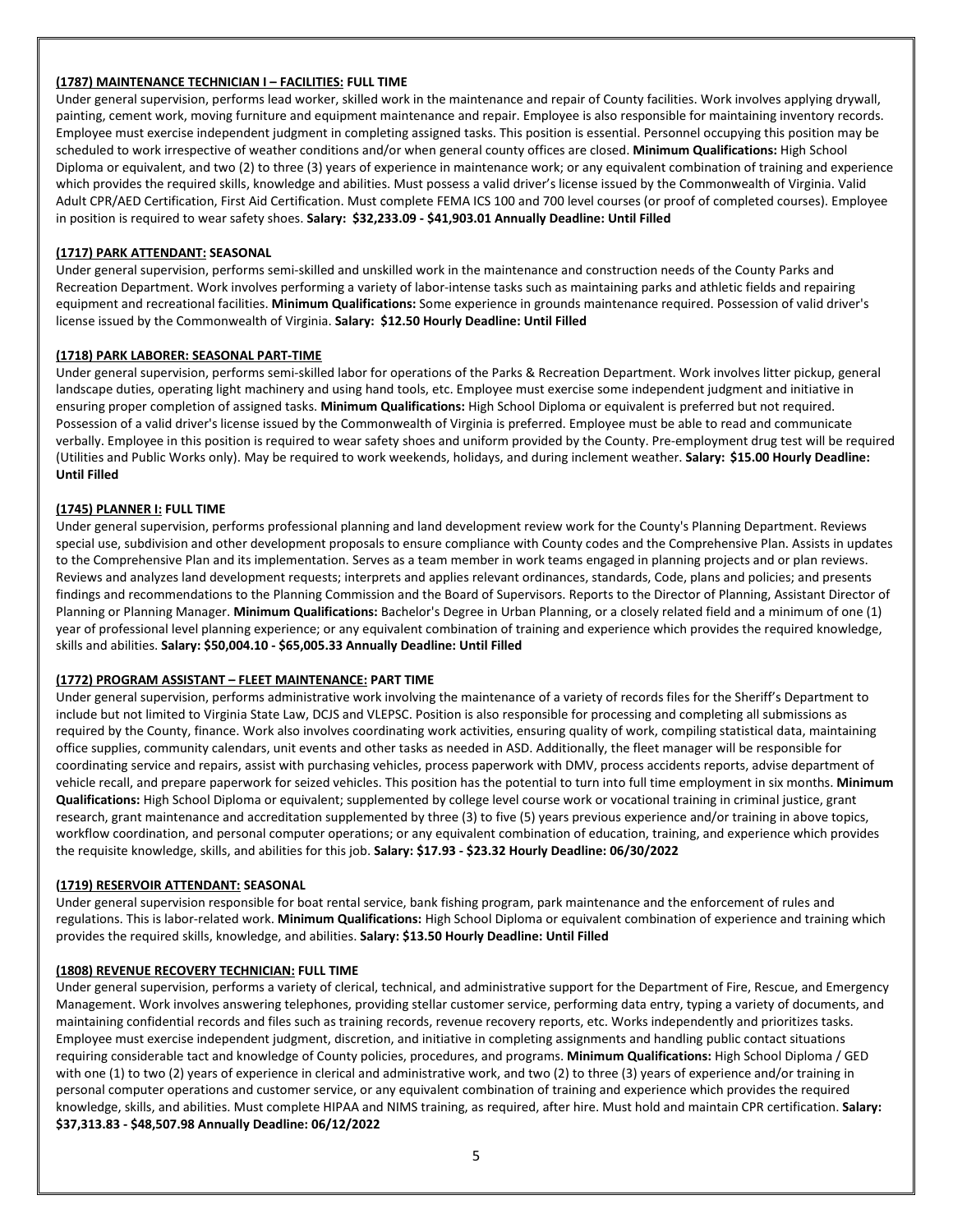**(1787) MAINTENANCE TECHNICIAN I – FACILITIES: FULL TIME**

Under general supervision, performs lead worker, skilled work in the maintenance and repair of County facilities. Work involves applying drywall, painting, cement work, moving furniture and equipment maintenance and repair. Employee is also responsible for maintaining inventory records. Employee must exercise independent judgment in completing assigned tasks. This position is essential. Personnel occupying this position may be scheduled to work irrespective of weather conditions and/or when general county offices are closed. **Minimum Qualifications:** High School Diploma or equivalent, and two (2) to three (3) years of experience in maintenance work; or any equivalent combination of training and experience which provides the required skills, knowledge and abilities. Must possess a valid driver's license issued by the Commonwealth of Virginia. Valid Adult CPR/AED Certification, First Aid Certification. Must complete FEMA ICS 100 and 700 level courses (or proof of completed courses). Employee in position is required to wear safety shoes. **Salary: $32,233.09 - $41,903.01 Annually Deadline: Until Filled**

**(1717) PARK ATTENDANT: SEASONAL**

Under general supervision, performs semi-skilled and unskilled work in the maintenance and construction needs of the County Parks and Recreation Department. Work involves performing a variety of labor-intense tasks such as maintaining parks and athletic fields and repairing equipment and recreational facilities. **Minimum Qualifications:** Some experience in grounds maintenance required. Possession of valid driver's license issued by the Commonwealth of Virginia. **Salary: $12.50 Hourly Deadline: Until Filled**

**(1718) PARK LABORER: SEASONAL PART-TIME**

Under general supervision, performs semi-skilled labor for operations of the Parks & Recreation Department. Work involves litter pickup, general landscape duties, operating light machinery and using hand tools, etc. Employee must exercise some independent judgment and initiative in ensuring proper completion of assigned tasks. **Minimum Qualifications:** High School Diploma or equivalent is preferred but not required. Possession of a valid driver's license issued by the Commonwealth of Virginia is preferred. Employee must be able to read and communicate verbally. Employee in this position is required to wear safety shoes and uniform provided by the County. Pre-employment drug test will be required (Utilities and Public Works only). May be required to work weekends, holidays, and during inclement weather. **Salary: $15.00 Hourly Deadline: Until Filled**

**(1745) PLANNER I: FULL TIME**

Under general supervision, performs professional planning and land development review work for the County's Planning Department. Reviews special use, subdivision and other development proposals to ensure compliance with County codes and the Comprehensive Plan. Assists in updates to the Comprehensive Plan and its implementation. Serves as a team member in work teams engaged in planning projects and or plan reviews. Reviews and analyzes land development requests; interprets and applies relevant ordinances, standards, Code, plans and policies; and presents findings and recommendations to the Planning Commission and the Board of Supervisors. Reports to the Director of Planning, Assistant Director of Planning or Planning Manager. **Minimum Qualifications:** Bachelor's Degree in Urban Planning, or a closely related field and a minimum of one (1) year of professional level planning experience; or any equivalent combination of training and experience which provides the required knowledge, skills and abilities. **Salary: $50,004.10 - $65,005.33 Annually Deadline: Until Filled**

**(1772) PROGRAM ASSISTANT – FLEET MAINTENANCE: PART TIME**

Under general supervision, performs administrative work involving the maintenance of a variety of records files for the Sheriff's Department to include but not limited to Virginia State Law, DCJS and VLEPSC. Position is also responsible for processing and completing all submissions as required by the County, finance. Work also involves coordinating work activities, ensuring quality of work, compiling statistical data, maintaining office supplies, community calendars, unit events and other tasks as needed in ASD. Additionally, the fleet manager will be responsible for coordinating service and repairs, assist with purchasing vehicles, process paperwork with DMV, process accidents reports, advise department of vehicle recall, and prepare paperwork for seized vehicles. This position has the potential to turn into full time employment in six months. **Minimum Qualifications:** High School Diploma or equivalent; supplemented by college level course work or vocational training in criminal justice, grant research, grant maintenance and accreditation supplemented by three (3) to five (5) years previous experience and/or training in above topics, workflow coordination, and personal computer operations; or any equivalent combination of education, training, and experience which provides the requisite knowledge, skills, and abilities for this job. **Salary: $17.93 - $23.32 Hourly Deadline: 06/30/2022**

**(1719) RESERVOIR ATTENDANT: SEASONAL**

Under general supervision responsible for boat rental service, bank fishing program, park maintenance and the enforcement of rules and regulations. This is labor-related work. **Minimum Qualifications:** High School Diploma or equivalent combination of experience and training which provides the required skills, knowledge, and abilities. **Salary: $13.50 Hourly Deadline: Until Filled**

**(1808) REVENUE RECOVERY TECHNICIAN: FULL TIME**

Under general supervision, performs a variety of clerical, technical, and administrative support for the Department of Fire, Rescue, and Emergency Management. Work involves answering telephones, providing stellar customer service, performing data entry, typing a variety of documents, and maintaining confidential records and files such as training records, revenue recovery reports, etc. Works independently and prioritizes tasks. Employee must exercise independent judgment, discretion, and initiative in completing assignments and handling public contact situations requiring considerable tact and knowledge of County policies, procedures, and programs. **Minimum Qualifications:** High School Diploma / GED with one (1) to two (2) years of experience in clerical and administrative work, and two (2) to three (3) years of experience and/or training in personal computer operations and customer service, or any equivalent combination of training and experience which provides the required knowledge, skills, and abilities. Must complete HIPAA and NIMS training, as required, after hire. Must hold and maintain CPR certification. **Salary: $37,313.83 - $48,507.98 Annually Deadline: 06/12/2022**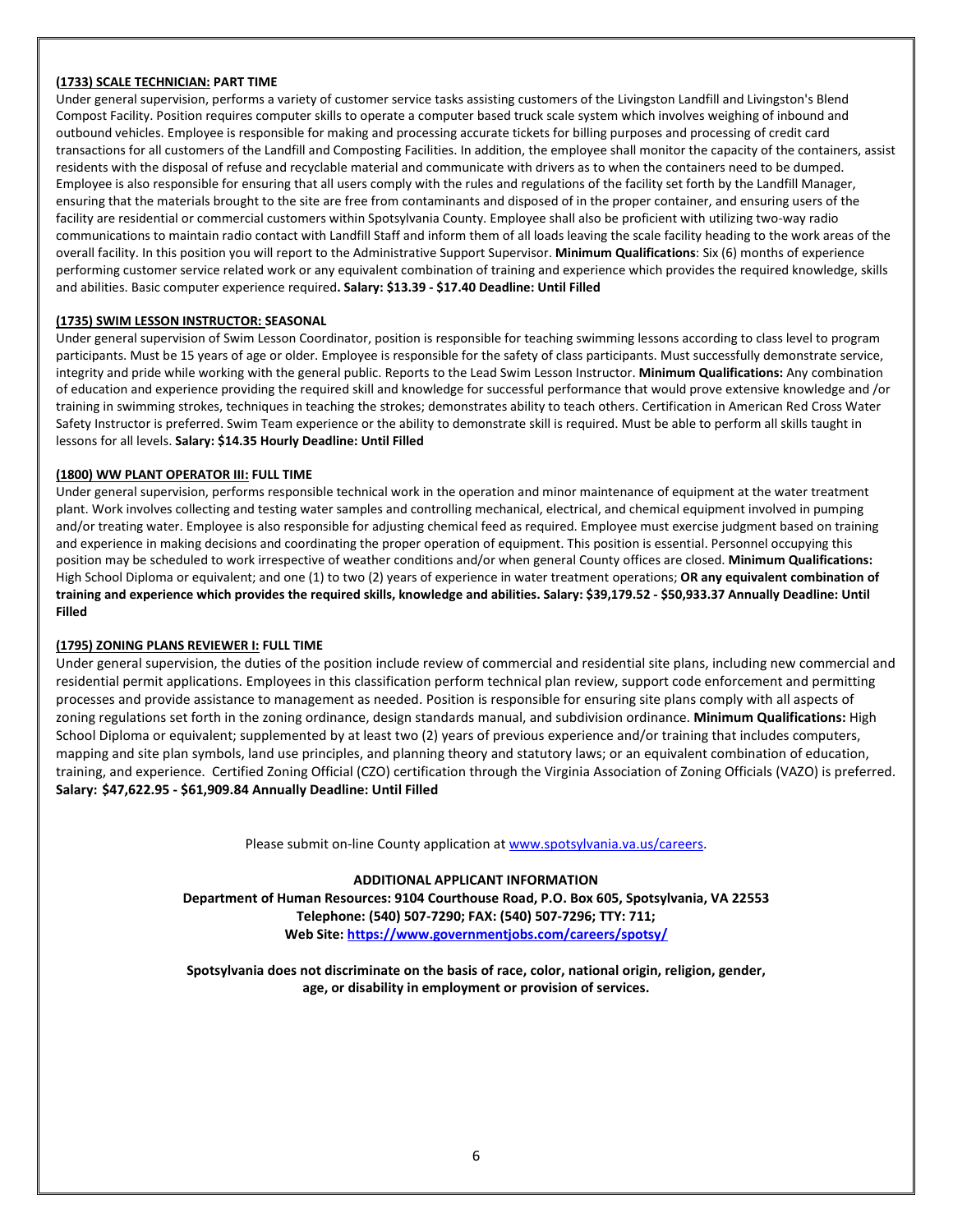**<u>(1733) SCALE TECHNICIAN:</u> PART TIME**

Under general supervision, performs a variety of customer service tasks assisting customers of the Livingston Landfill and Livingston's Blend Compost Facility. Position requires computer skills to operate a computer based truck scale system which involves weighing of inbound and outbound vehicles. Employee is responsible for making and processing accurate tickets for billing purposes and processing of credit card transactions for all customers of the Landfill and Composting Facilities. In addition, the employee shall monitor the capacity of the containers, assist residents with the disposal of refuse and recyclable material and communicate with drivers as to when the containers need to be dumped. Employee is also responsible for ensuring that all users comply with the rules and regulations of the facility set forth by the Landfill Manager, ensuring that the materials brought to the site are free from contaminants and disposed of in the proper container, and ensuring users of the facility are residential or commercial customers within Spotsylvania County. Employee shall also be proficient with utilizing two-way radio communications to maintain radio contact with Landfill Staff and inform them of all loads leaving the scale facility heading to the work areas of the overall facility. In this position you will report to the Administrative Support Supervisor. **Minimum Qualifications**: Six (6) months of experience performing customer service related work or any equivalent combination of training and experience which provides the required knowledge, skills and abilities. Basic computer experience required**. Salary: $13.39 - $17.40 Deadline: Until Filled**

**<u>(1735) SWIM LESSON INSTRUCTOR:</u> SEASONAL**

Under general supervision of Swim Lesson Coordinator, position is responsible for teaching swimming lessons according to class level to program participants. Must be 15 years of age or older. Employee is responsible for the safety of class participants. Must successfully demonstrate service, integrity and pride while working with the general public. Reports to the Lead Swim Lesson Instructor. **Minimum Qualifications:** Any combination of education and experience providing the required skill and knowledge for successful performance that would prove extensive knowledge and /or training in swimming strokes, techniques in teaching the strokes; demonstrates ability to teach others. Certification in American Red Cross Water Safety Instructor is preferred. Swim Team experience or the ability to demonstrate skill is required. Must be able to perform all skills taught in lessons for all levels. **Salary: $14.35 Hourly Deadline: Until Filled**

**<u>(1800) WW PLANT OPERATOR III:</u> FULL TIME**

Under general supervision, performs responsible technical work in the operation and minor maintenance of equipment at the water treatment plant. Work involves collecting and testing water samples and controlling mechanical, electrical, and chemical equipment involved in pumping and/or treating water. Employee is also responsible for adjusting chemical feed as required. Employee must exercise judgment based on training and experience in making decisions and coordinating the proper operation of equipment. This position is essential. Personnel occupying this position may be scheduled to work irrespective of weather conditions and/or when general County offices are closed. **Minimum Qualifications:** High School Diploma or equivalent; and one (1) to two (2) years of experience in water treatment operations; **OR any equivalent combination of training and experience which provides the required skills, knowledge and abilities. Salary: $39,179.52 - $50,933.37 Annually Deadline: Until Filled**

**<u>(1795) ZONING PLANS REVIEWER I:</u> FULL TIME**

Under general supervision, the duties of the position include review of commercial and residential site plans, including new commercial and residential permit applications. Employees in this classification perform technical plan review, support code enforcement and permitting processes and provide assistance to management as needed. Position is responsible for ensuring site plans comply with all aspects of zoning regulations set forth in the zoning ordinance, design standards manual, and subdivision ordinance. **Minimum Qualifications:** High School Diploma or equivalent; supplemented by at least two (2) years of previous experience and/or training that includes computers, mapping and site plan symbols, land use principles, and planning theory and statutory laws; or an equivalent combination of education, training, and experience. Certified Zoning Official (CZO) certification through the Virginia Association of Zoning Officials (VAZO) is preferred. **Salary: $47,622.95 - $61,909.84 Annually Deadline: Until Filled**

Please submit on-line County application at www.spotsylvania.va.us/careers.

**ADDITIONAL APPLICANT INFORMATION**
**Department of Human Resources: 9104 Courthouse Road, P.O. Box 605, Spotsylvania, VA 22553**
**Telephone: (540) 507-7290; FAX: (540) 507-7296; TTY: 711;**
**Web Site: https://www.governmentjobs.com/careers/spotsy/**

**Spotsylvania does not discriminate on the basis of race, color, national origin, religion, gender, age, or disability in employment or provision of services.**